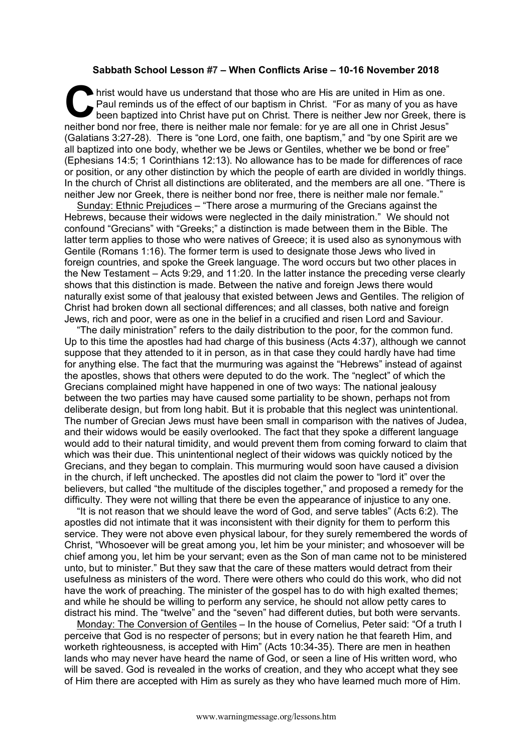**Sabbath School Lesson #7 – When Conflicts Arise – 10-16 November 2018**

Christ would have us understand that those who are His are united in Him as one. Paul reminds us of the effect of our baptism in Christ. "For as many of you as have been baptized into Christ have put on Christ. There is neither Jew nor Greek, there is neither bond nor free, there is neither male nor female: for ye are all one in Christ Jesus" (Galatians 3:27-28). There is "one Lord, one faith, one baptism," and "by one Spirit are we all baptized into one body, whether we be Jews or Gentiles, whether we be bond or free" (Ephesians 14:5; 1 Corinthians 12:13). No allowance has to be made for differences of race or position, or any other distinction by which the people of earth are divided in worldly things. In the church of Christ all distinctions are obliterated, and the members are all one. "There is neither Jew nor Greek, there is neither bond nor free, there is neither male nor female."

Sunday: Ethnic Prejudices – "There arose a murmuring of the Grecians against the Hebrews, because their widows were neglected in the daily ministration." We should not confound "Grecians" with "Greeks;" a distinction is made between them in the Bible. The latter term applies to those who were natives of Greece; it is used also as synonymous with Gentile (Romans 1:16). The former term is used to designate those Jews who lived in foreign countries, and spoke the Greek language. The word occurs but two other places in the New Testament – Acts 9:29, and 11:20. In the latter instance the preceding verse clearly shows that this distinction is made. Between the native and foreign Jews there would naturally exist some of that jealousy that existed between Jews and Gentiles. The religion of Christ had broken down all sectional differences; and all classes, both native and foreign Jews, rich and poor, were as one in the belief in a crucified and risen Lord and Saviour.

"The daily ministration" refers to the daily distribution to the poor, for the common fund. Up to this time the apostles had had charge of this business (Acts 4:37), although we cannot suppose that they attended to it in person, as in that case they could hardly have had time for anything else. The fact that the murmuring was against the "Hebrews" instead of against the apostles, shows that others were deputed to do the work. The "neglect" of which the Grecians complained might have happened in one of two ways: The national jealousy between the two parties may have caused some partiality to be shown, perhaps not from deliberate design, but from long habit. But it is probable that this neglect was unintentional. The number of Grecian Jews must have been small in comparison with the natives of Judea, and their widows would be easily overlooked. The fact that they spoke a different language would add to their natural timidity, and would prevent them from coming forward to claim that which was their due. This unintentional neglect of their widows was quickly noticed by the Grecians, and they began to complain. This murmuring would soon have caused a division in the church, if left unchecked. The apostles did not claim the power to "lord it" over the believers, but called "the multitude of the disciples together," and proposed a remedy for the difficulty. They were not willing that there be even the appearance of injustice to any one.

"It is not reason that we should leave the word of God, and serve tables" (Acts 6:2). The apostles did not intimate that it was inconsistent with their dignity for them to perform this service. They were not above even physical labour, for they surely remembered the words of Christ, "Whosoever will be great among you, let him be your minister; and whosoever will be chief among you, let him be your servant; even as the Son of man came not to be ministered unto, but to minister." But they saw that the care of these matters would detract from their usefulness as ministers of the word. There were others who could do this work, who did not have the work of preaching. The minister of the gospel has to do with high exalted themes; and while he should be willing to perform any service, he should not allow petty cares to distract his mind. The "twelve" and the "seven" had different duties, but both were servants.

Monday: The Conversion of Gentiles – In the house of Cornelius, Peter said: "Of a truth I perceive that God is no respecter of persons; but in every nation he that feareth Him, and worketh righteousness, is accepted with Him" (Acts 10:34-35). There are men in heathen lands who may never have heard the name of God, or seen a line of His written word, who will be saved. God is revealed in the works of creation, and they who accept what they see of Him there are accepted with Him as surely as they who have learned much more of Him.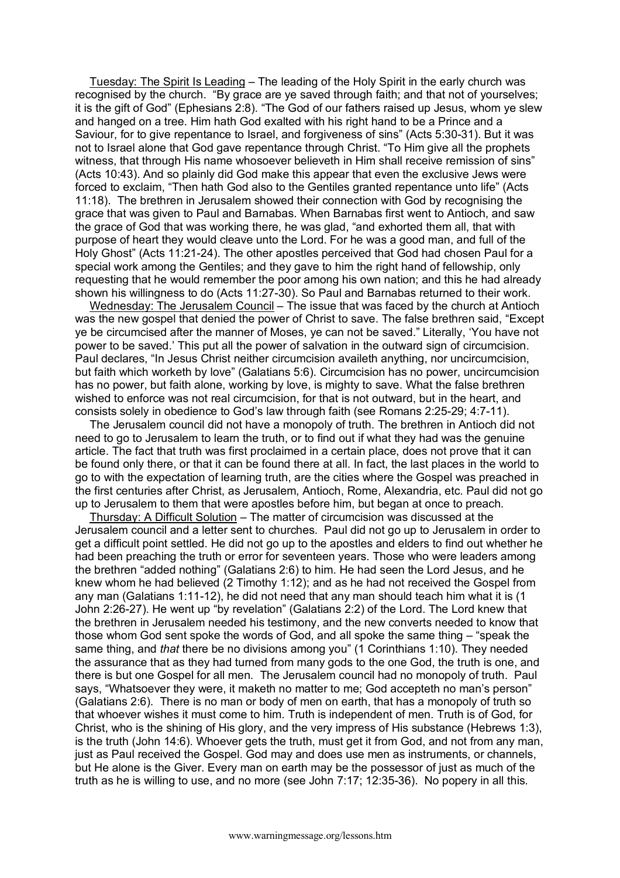Tuesday: The Spirit Is Leading – The leading of the Holy Spirit in the early church was recognised by the church. "By grace are ye saved through faith; and that not of yourselves; it is the gift of God" (Ephesians 2:8). "The God of our fathers raised up Jesus, whom ye slew and hanged on a tree. Him hath God exalted with his right hand to be a Prince and a Saviour, for to give repentance to Israel, and forgiveness of sins" (Acts 5:30-31). But it was not to Israel alone that God gave repentance through Christ. "To Him give all the prophets witness, that through His name whosoever believeth in Him shall receive remission of sins" (Acts 10:43). And so plainly did God make this appear that even the exclusive Jews were forced to exclaim, "Then hath God also to the Gentiles granted repentance unto life" (Acts 11:18). The brethren in Jerusalem showed their connection with God by recognising the grace that was given to Paul and Barnabas. When Barnabas first went to Antioch, and saw the grace of God that was working there, he was glad, "and exhorted them all, that with purpose of heart they would cleave unto the Lord. For he was a good man, and full of the Holy Ghost" (Acts 11:21-24). The other apostles perceived that God had chosen Paul for a special work among the Gentiles; and they gave to him the right hand of fellowship, only requesting that he would remember the poor among his own nation; and this he had already shown his willingness to do (Acts 11:27-30). So Paul and Barnabas returned to their work.

Wednesday: The Jerusalem Council – The issue that was faced by the church at Antioch was the new gospel that denied the power of Christ to save. The false brethren said, "Except ye be circumcised after the manner of Moses, ye can not be saved." Literally, 'You have not power to be saved.' This put all the power of salvation in the outward sign of circumcision. Paul declares, "In Jesus Christ neither circumcision availeth anything, nor uncircumcision, but faith which worketh by love" (Galatians 5:6). Circumcision has no power, uncircumcision has no power, but faith alone, working by love, is mighty to save. What the false brethren wished to enforce was not real circumcision, for that is not outward, but in the heart, and consists solely in obedience to God's law through faith (see Romans 2:25-29; 4:7-11).

The Jerusalem council did not have a monopoly of truth. The brethren in Antioch did not need to go to Jerusalem to learn the truth, or to find out if what they had was the genuine article. The fact that truth was first proclaimed in a certain place, does not prove that it can be found only there, or that it can be found there at all. In fact, the last places in the world to go to with the expectation of learning truth, are the cities where the Gospel was preached in the first centuries after Christ, as Jerusalem, Antioch, Rome, Alexandria, etc. Paul did not go up to Jerusalem to them that were apostles before him, but began at once to preach.

Thursday: A Difficult Solution – The matter of circumcision was discussed at the Jerusalem council and a letter sent to churches. Paul did not go up to Jerusalem in order to get a difficult point settled. He did not go up to the apostles and elders to find out whether he had been preaching the truth or error for seventeen years. Those who were leaders among the brethren "added nothing" (Galatians 2:6) to him. He had seen the Lord Jesus, and he knew whom he had believed (2 Timothy 1:12); and as he had not received the Gospel from any man (Galatians 1:11-12), he did not need that any man should teach him what it is (1 John 2:26-27). He went up "by revelation" (Galatians 2:2) of the Lord. The Lord knew that the brethren in Jerusalem needed his testimony, and the new converts needed to know that those whom God sent spoke the words of God, and all spoke the same thing – "speak the same thing, and *that* there be no divisions among you" (1 Corinthians 1:10). They needed the assurance that as they had turned from many gods to the one God, the truth is one, and there is but one Gospel for all men. The Jerusalem council had no monopoly of truth. Paul says, "Whatsoever they were, it maketh no matter to me; God accepteth no man's person" (Galatians 2:6). There is no man or body of men on earth, that has a monopoly of truth so that whoever wishes it must come to him. Truth is independent of men. Truth is of God, for Christ, who is the shining of His glory, and the very impress of His substance (Hebrews 1:3), is the truth (John 14:6). Whoever gets the truth, must get it from God, and not from any man, just as Paul received the Gospel. God may and does use men as instruments, or channels, but He alone is the Giver. Every man on earth may be the possessor of just as much of the truth as he is willing to use, and no more (see John 7:17; 12:35-36). No popery in all this.